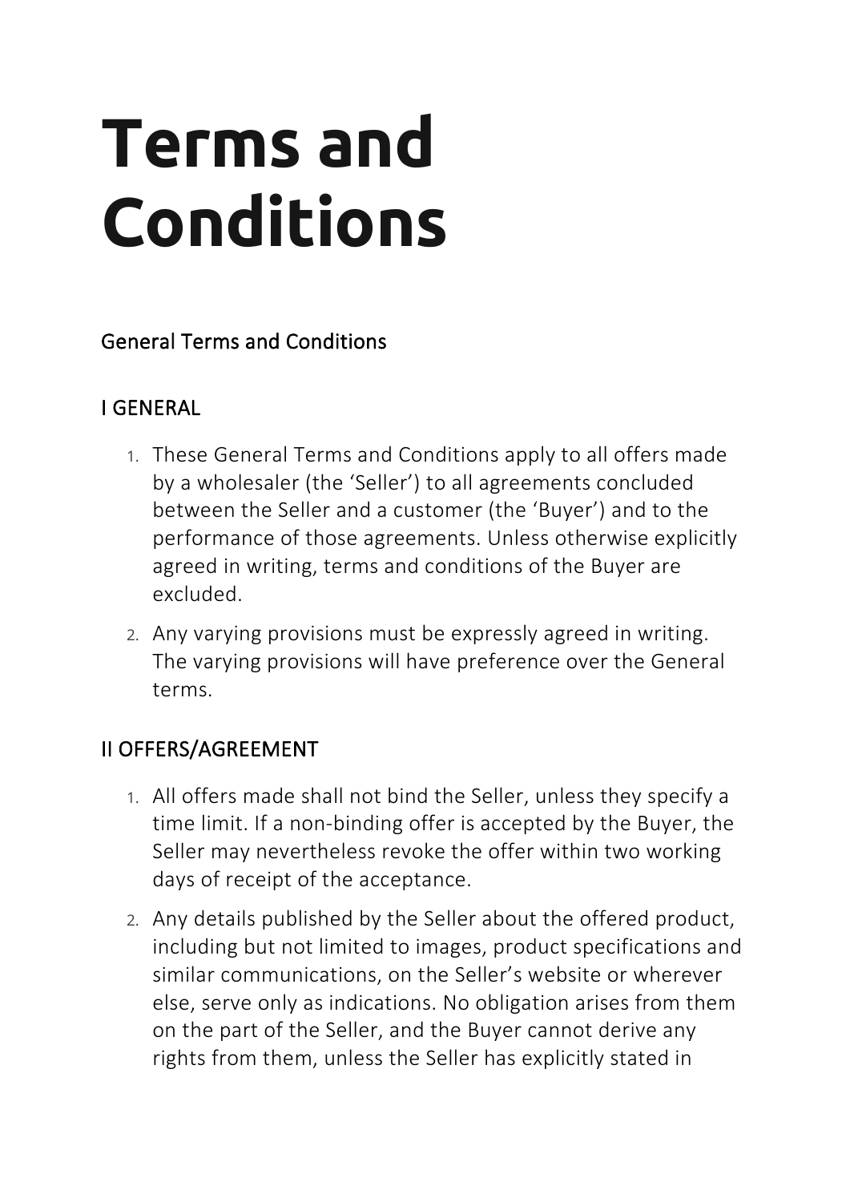# Terms and Conditions

## General Terms and Conditions

### I GENERAL

1. These General Terms and Conditions apply to all offers made by a wholesaler (the 'Seller') to all agreements concluded between the Seller and a customer (the 'Buyer') and to the performance of those agreements. Unless otherwise explicitly agreed in writing, terms and conditions of the Buyer are excluded.
2. Any varying provisions must be expressly agreed in writing. The varying provisions will have preference over the General terms.

### II OFFERS/AGREEMENT

1. All offers made shall not bind the Seller, unless they specify a time limit. If a non-binding offer is accepted by the Buyer, the Seller may nevertheless revoke the offer within two working days of receipt of the acceptance.
2. Any details published by the Seller about the offered product, including but not limited to images, product specifications and similar communications, on the Seller's website or wherever else, serve only as indications. No obligation arises from them on the part of the Seller, and the Buyer cannot derive any rights from them, unless the Seller has explicitly stated in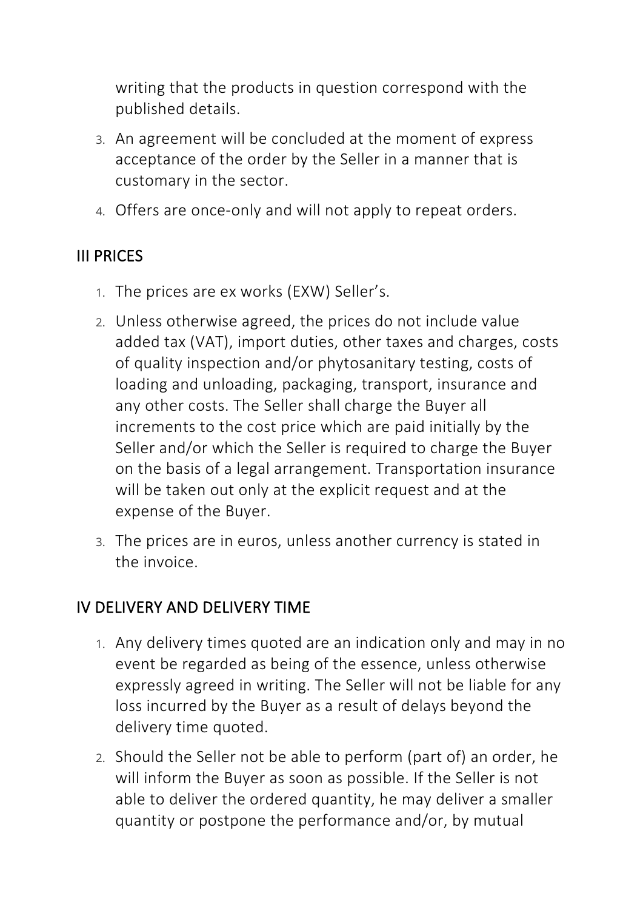writing that the products in question correspond with the published details.

3. An agreement will be concluded at the moment of express acceptance of the order by the Seller in a manner that is customary in the sector.
4. Offers are once-only and will not apply to repeat orders.

## III PRICES

1. The prices are ex works (EXW) Seller's.
2. Unless otherwise agreed, the prices do not include value added tax (VAT), import duties, other taxes and charges, costs of quality inspection and/or phytosanitary testing, costs of loading and unloading, packaging, transport, insurance and any other costs. The Seller shall charge the Buyer all increments to the cost price which are paid initially by the Seller and/or which the Seller is required to charge the Buyer on the basis of a legal arrangement. Transportation insurance will be taken out only at the explicit request and at the expense of the Buyer.
3. The prices are in euros, unless another currency is stated in the invoice.

## IV DELIVERY AND DELIVERY TIME

1. Any delivery times quoted are an indication only and may in no event be regarded as being of the essence, unless otherwise expressly agreed in writing. The Seller will not be liable for any loss incurred by the Buyer as a result of delays beyond the delivery time quoted.
2. Should the Seller not be able to perform (part of) an order, he will inform the Buyer as soon as possible. If the Seller is not able to deliver the ordered quantity, he may deliver a smaller quantity or postpone the performance and/or, by mutual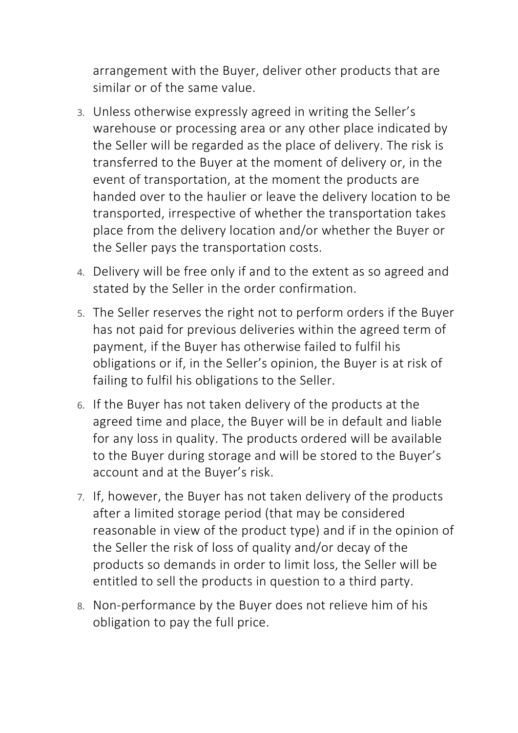arrangement with the Buyer, deliver other products that are similar or of the same value.

3. Unless otherwise expressly agreed in writing the Seller's warehouse or processing area or any other place indicated by the Seller will be regarded as the place of delivery. The risk is transferred to the Buyer at the moment of delivery or, in the event of transportation, at the moment the products are handed over to the haulier or leave the delivery location to be transported, irrespective of whether the transportation takes place from the delivery location and/or whether the Buyer or the Seller pays the transportation costs.
4. Delivery will be free only if and to the extent as so agreed and stated by the Seller in the order confirmation.
5. The Seller reserves the right not to perform orders if the Buyer has not paid for previous deliveries within the agreed term of payment, if the Buyer has otherwise failed to fulfil his obligations or if, in the Seller's opinion, the Buyer is at risk of failing to fulfil his obligations to the Seller.
6. If the Buyer has not taken delivery of the products at the agreed time and place, the Buyer will be in default and liable for any loss in quality. The products ordered will be available to the Buyer during storage and will be stored to the Buyer's account and at the Buyer's risk.
7. If, however, the Buyer has not taken delivery of the products after a limited storage period (that may be considered reasonable in view of the product type) and if in the opinion of the Seller the risk of loss of quality and/or decay of the products so demands in order to limit loss, the Seller will be entitled to sell the products in question to a third party.
8. Non-performance by the Buyer does not relieve him of his obligation to pay the full price.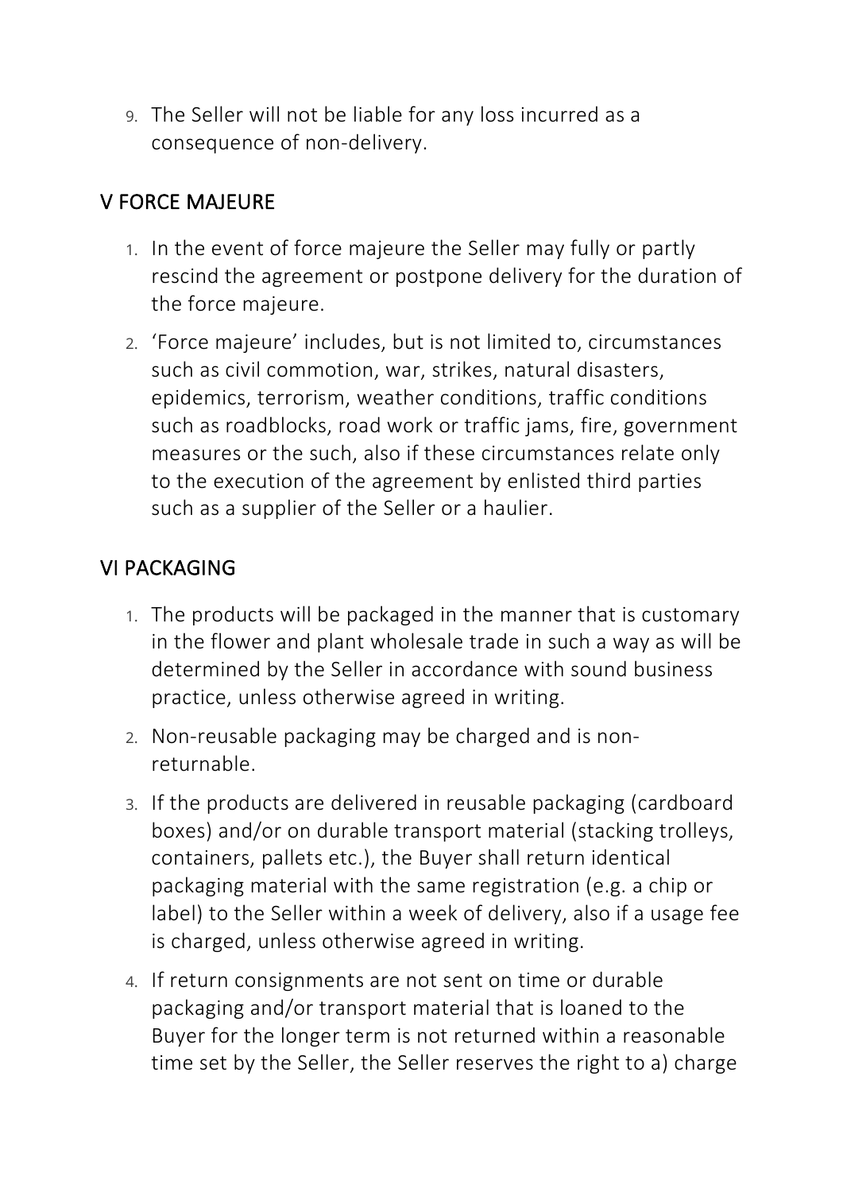9. The Seller will not be liable for any loss incurred as a consequence of non-delivery.

## V FORCE MAJEURE

1. In the event of force majeure the Seller may fully or partly rescind the agreement or postpone delivery for the duration of the force majeure.
2. 'Force majeure' includes, but is not limited to, circumstances such as civil commotion, war, strikes, natural disasters, epidemics, terrorism, weather conditions, traffic conditions such as roadblocks, road work or traffic jams, fire, government measures or the such, also if these circumstances relate only to the execution of the agreement by enlisted third parties such as a supplier of the Seller or a haulier.

## VI PACKAGING

1. The products will be packaged in the manner that is customary in the flower and plant wholesale trade in such a way as will be determined by the Seller in accordance with sound business practice, unless otherwise agreed in writing.
2. Non-reusable packaging may be charged and is non-returnable.
3. If the products are delivered in reusable packaging (cardboard boxes) and/or on durable transport material (stacking trolleys, containers, pallets etc.), the Buyer shall return identical packaging material with the same registration (e.g. a chip or label) to the Seller within a week of delivery, also if a usage fee is charged, unless otherwise agreed in writing.
4. If return consignments are not sent on time or durable packaging and/or transport material that is loaned to the Buyer for the longer term is not returned within a reasonable time set by the Seller, the Seller reserves the right to a) charge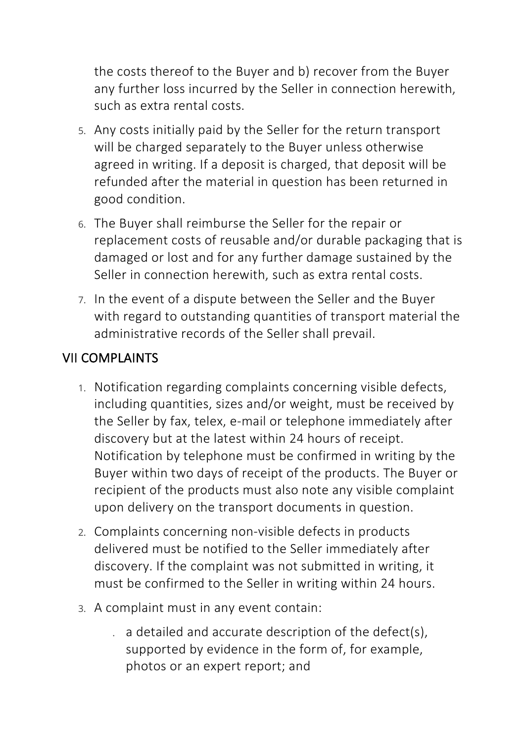the costs thereof to the Buyer and b) recover from the Buyer any further loss incurred by the Seller in connection herewith, such as extra rental costs.

5. Any costs initially paid by the Seller for the return transport will be charged separately to the Buyer unless otherwise agreed in writing. If a deposit is charged, that deposit will be refunded after the material in question has been returned in good condition.
6. The Buyer shall reimburse the Seller for the repair or replacement costs of reusable and/or durable packaging that is damaged or lost and for any further damage sustained by the Seller in connection herewith, such as extra rental costs.
7. In the event of a dispute between the Seller and the Buyer with regard to outstanding quantities of transport material the administrative records of the Seller shall prevail.

## VII COMPLAINTS

1. Notification regarding complaints concerning visible defects, including quantities, sizes and/or weight, must be received by the Seller by fax, telex, e-mail or telephone immediately after discovery but at the latest within 24 hours of receipt. Notification by telephone must be confirmed in writing by the Buyer within two days of receipt of the products. The Buyer or recipient of the products must also note any visible complaint upon delivery on the transport documents in question.
2. Complaints concerning non-visible defects in products delivered must be notified to the Seller immediately after discovery. If the complaint was not submitted in writing, it must be confirmed to the Seller in writing within 24 hours.
3. A complaint must in any event contain:
   - a detailed and accurate description of the defect(s), supported by evidence in the form of, for example, photos or an expert report; and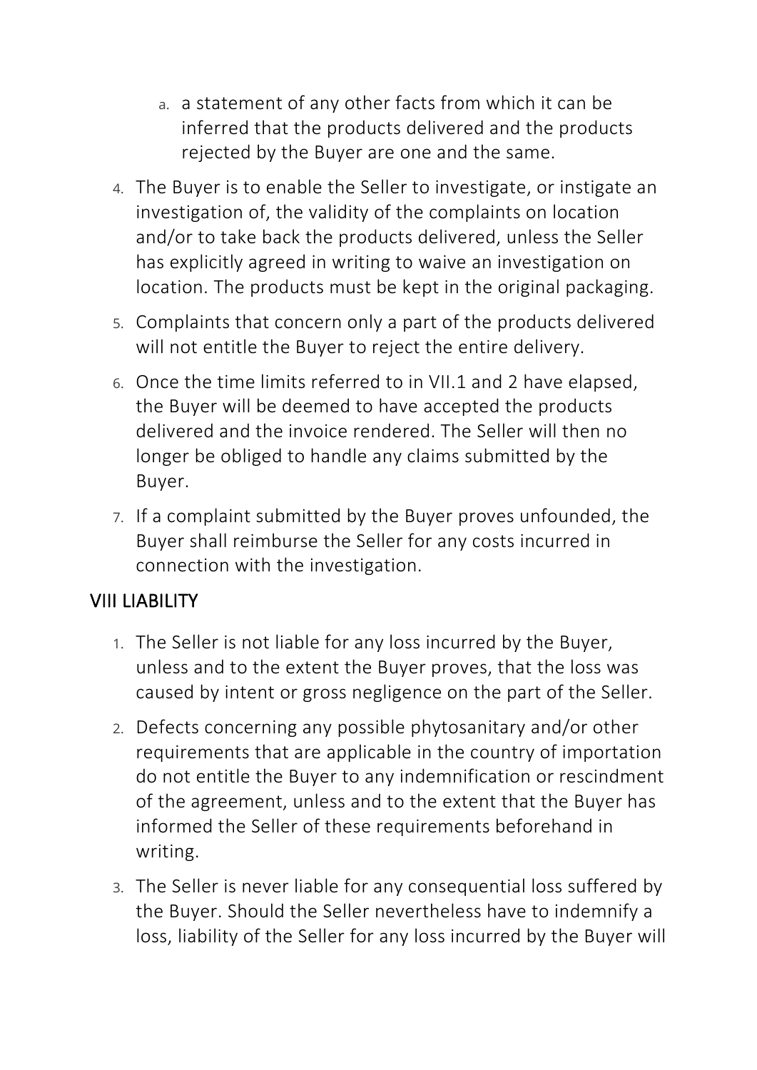a. a statement of any other facts from which it can be inferred that the products delivered and the products rejected by the Buyer are one and the same.

4. The Buyer is to enable the Seller to investigate, or instigate an investigation of, the validity of the complaints on location and/or to take back the products delivered, unless the Seller has explicitly agreed in writing to waive an investigation on location. The products must be kept in the original packaging.
5. Complaints that concern only a part of the products delivered will not entitle the Buyer to reject the entire delivery.
6. Once the time limits referred to in VII.1 and 2 have elapsed, the Buyer will be deemed to have accepted the products delivered and the invoice rendered. The Seller will then no longer be obliged to handle any claims submitted by the Buyer.
7. If a complaint submitted by the Buyer proves unfounded, the Buyer shall reimburse the Seller for any costs incurred in connection with the investigation.

## VIII LIABILITY

1. The Seller is not liable for any loss incurred by the Buyer, unless and to the extent the Buyer proves, that the loss was caused by intent or gross negligence on the part of the Seller.
2. Defects concerning any possible phytosanitary and/or other requirements that are applicable in the country of importation do not entitle the Buyer to any indemnification or rescindment of the agreement, unless and to the extent that the Buyer has informed the Seller of these requirements beforehand in writing.
3. The Seller is never liable for any consequential loss suffered by the Buyer. Should the Seller nevertheless have to indemnify a loss, liability of the Seller for any loss incurred by the Buyer will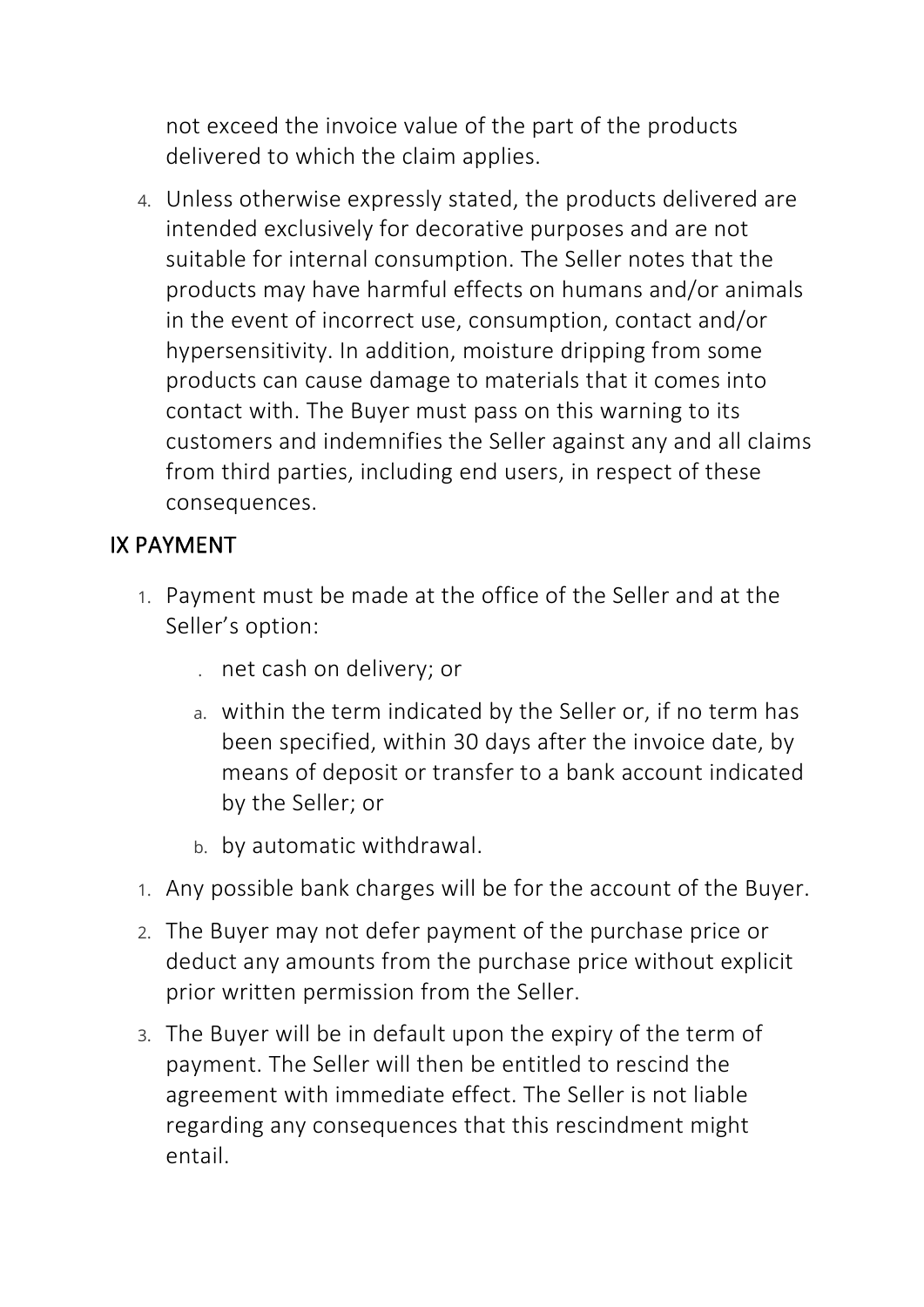not exceed the invoice value of the part of the products delivered to which the claim applies.

4. Unless otherwise expressly stated, the products delivered are intended exclusively for decorative purposes and are not suitable for internal consumption. The Seller notes that the products may have harmful effects on humans and/or animals in the event of incorrect use, consumption, contact and/or hypersensitivity. In addition, moisture dripping from some products can cause damage to materials that it comes into contact with. The Buyer must pass on this warning to its customers and indemnifies the Seller against any and all claims from third parties, including end users, in respect of these consequences.

## IX PAYMENT

1. Payment must be made at the office of the Seller and at the Seller's option:
   - net cash on delivery; or
   - a. within the term indicated by the Seller or, if no term has been specified, within 30 days after the invoice date, by means of deposit or transfer to a bank account indicated by the Seller; or
   - b. by automatic withdrawal.
1. Any possible bank charges will be for the account of the Buyer.
2. The Buyer may not defer payment of the purchase price or deduct any amounts from the purchase price without explicit prior written permission from the Seller.
3. The Buyer will be in default upon the expiry of the term of payment. The Seller will then be entitled to rescind the agreement with immediate effect. The Seller is not liable regarding any consequences that this rescindment might entail.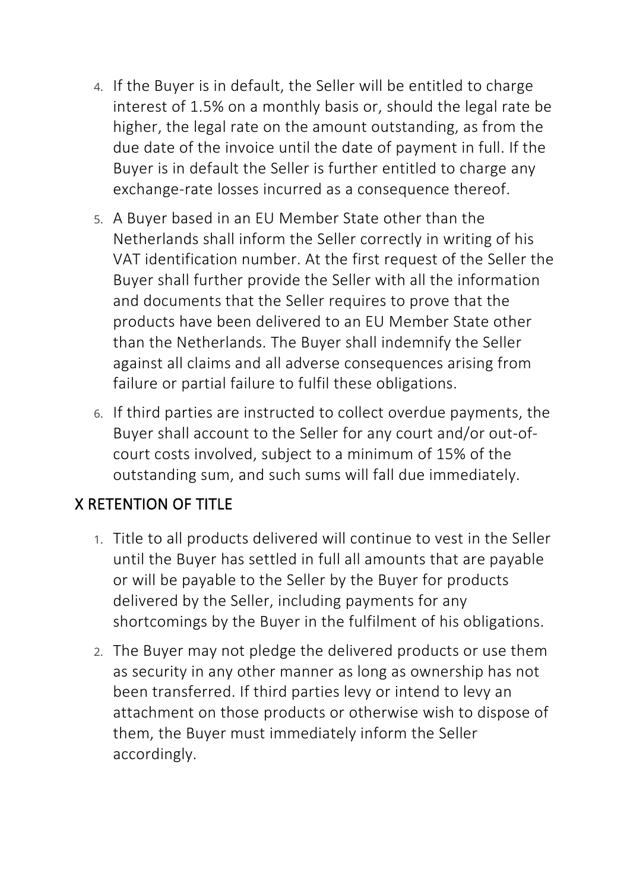4. If the Buyer is in default, the Seller will be entitled to charge interest of 1.5% on a monthly basis or, should the legal rate be higher, the legal rate on the amount outstanding, as from the due date of the invoice until the date of payment in full. If the Buyer is in default the Seller is further entitled to charge any exchange-rate losses incurred as a consequence thereof.
5. A Buyer based in an EU Member State other than the Netherlands shall inform the Seller correctly in writing of his VAT identification number. At the first request of the Seller the Buyer shall further provide the Seller with all the information and documents that the Seller requires to prove that the products have been delivered to an EU Member State other than the Netherlands. The Buyer shall indemnify the Seller against all claims and all adverse consequences arising from failure or partial failure to fulfil these obligations.
6. If third parties are instructed to collect overdue payments, the Buyer shall account to the Seller for any court and/or out-of-court costs involved, subject to a minimum of 15% of the outstanding sum, and such sums will fall due immediately.

## X RETENTION OF TITLE

1. Title to all products delivered will continue to vest in the Seller until the Buyer has settled in full all amounts that are payable or will be payable to the Seller by the Buyer for products delivered by the Seller, including payments for any shortcomings by the Buyer in the fulfilment of his obligations.
2. The Buyer may not pledge the delivered products or use them as security in any other manner as long as ownership has not been transferred. If third parties levy or intend to levy an attachment on those products or otherwise wish to dispose of them, the Buyer must immediately inform the Seller accordingly.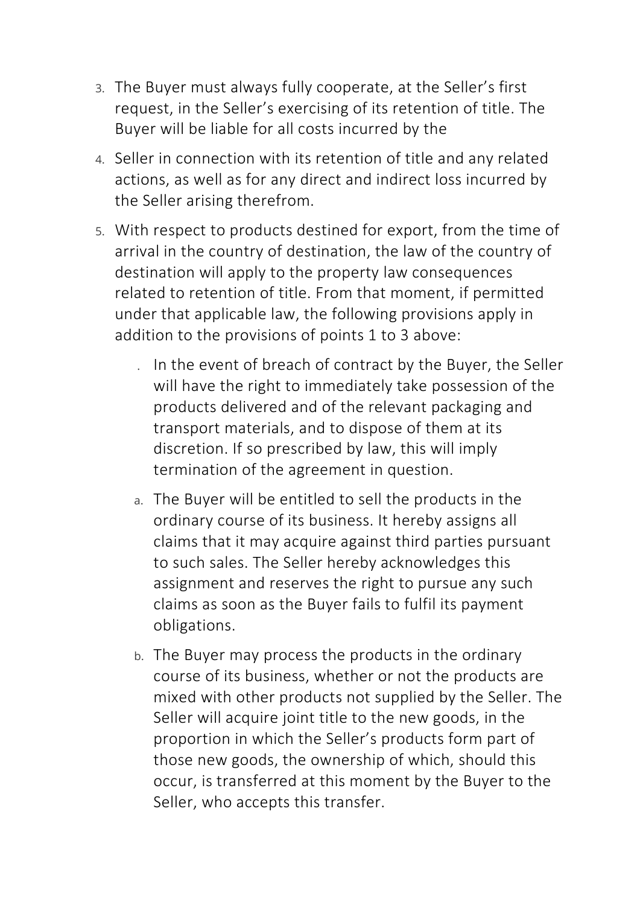3. The Buyer must always fully cooperate, at the Seller's first request, in the Seller's exercising of its retention of title. The Buyer will be liable for all costs incurred by the
4. Seller in connection with its retention of title and any related actions, as well as for any direct and indirect loss incurred by the Seller arising therefrom.
5. With respect to products destined for export, from the time of arrival in the country of destination, the law of the country of destination will apply to the property law consequences related to retention of title. From that moment, if permitted under that applicable law, the following provisions apply in addition to the provisions of points 1 to 3 above:

   . In the event of breach of contract by the Buyer, the Seller will have the right to immediately take possession of the products delivered and of the relevant packaging and transport materials, and to dispose of them at its discretion. If so prescribed by law, this will imply termination of the agreement in question.

   a. The Buyer will be entitled to sell the products in the ordinary course of its business. It hereby assigns all claims that it may acquire against third parties pursuant to such sales. The Seller hereby acknowledges this assignment and reserves the right to pursue any such claims as soon as the Buyer fails to fulfil its payment obligations.

   b. The Buyer may process the products in the ordinary course of its business, whether or not the products are mixed with other products not supplied by the Seller. The Seller will acquire joint title to the new goods, in the proportion in which the Seller's products form part of those new goods, the ownership of which, should this occur, is transferred at this moment by the Buyer to the Seller, who accepts this transfer.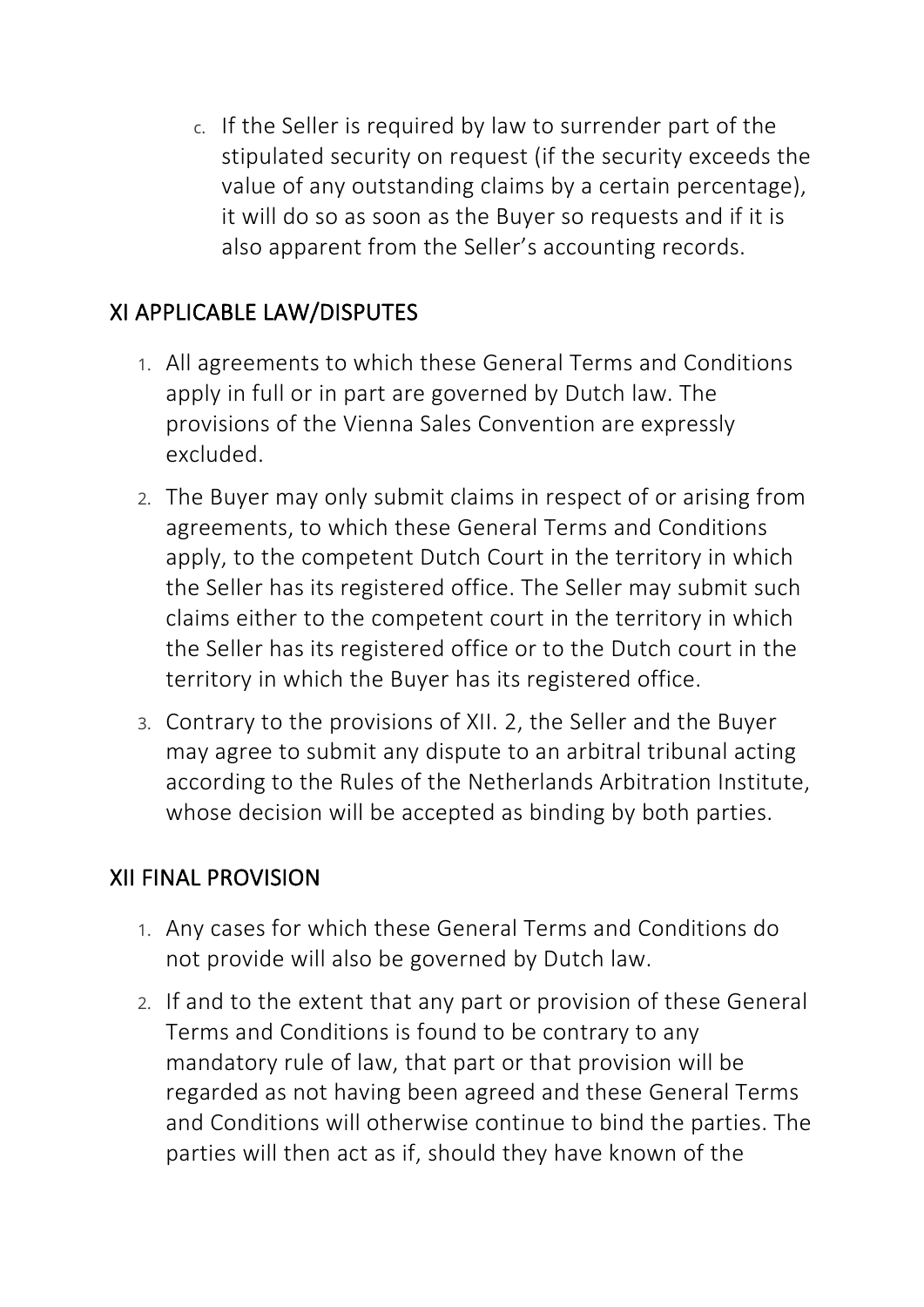c. If the Seller is required by law to surrender part of the stipulated security on request (if the security exceeds the value of any outstanding claims by a certain percentage), it will do so as soon as the Buyer so requests and if it is also apparent from the Seller's accounting records.

## XI APPLICABLE LAW/DISPUTES

1. All agreements to which these General Terms and Conditions apply in full or in part are governed by Dutch law. The provisions of the Vienna Sales Convention are expressly excluded.
2. The Buyer may only submit claims in respect of or arising from agreements, to which these General Terms and Conditions apply, to the competent Dutch Court in the territory in which the Seller has its registered office. The Seller may submit such claims either to the competent court in the territory in which the Seller has its registered office or to the Dutch court in the territory in which the Buyer has its registered office.
3. Contrary to the provisions of XII. 2, the Seller and the Buyer may agree to submit any dispute to an arbitral tribunal acting according to the Rules of the Netherlands Arbitration Institute, whose decision will be accepted as binding by both parties.

## XII FINAL PROVISION

1. Any cases for which these General Terms and Conditions do not provide will also be governed by Dutch law.
2. If and to the extent that any part or provision of these General Terms and Conditions is found to be contrary to any mandatory rule of law, that part or that provision will be regarded as not having been agreed and these General Terms and Conditions will otherwise continue to bind the parties. The parties will then act as if, should they have known of the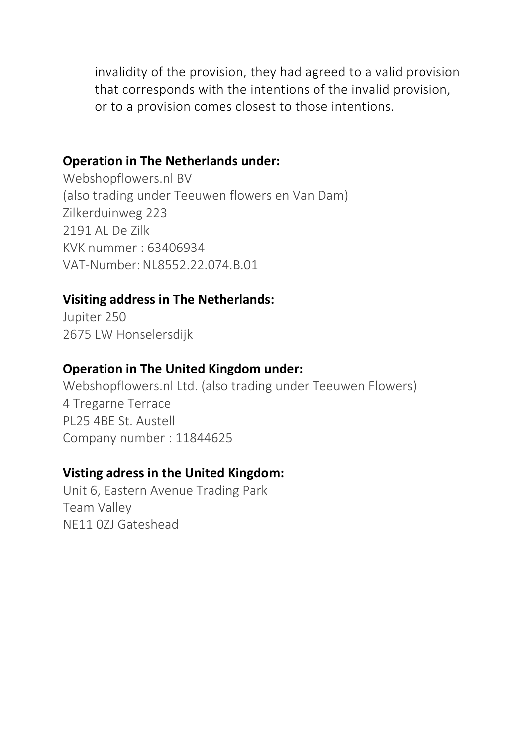invalidity of the provision, they had agreed to a valid provision that corresponds with the intentions of the invalid provision, or to a provision comes closest to those intentions.

**Operation in The Netherlands under:**
Webshopflowers.nl BV
(also trading under Teeuwen flowers en Van Dam)
Zilkerduinweg 223
2191 AL De Zilk
KVK nummer : 63406934
VAT-Number: NL8552.22.074.B.01

**Visiting address in The Netherlands:**
Jupiter 250
2675 LW Honselersdijk

**Operation in The United Kingdom under:**
Webshopflowers.nl Ltd. (also trading under Teeuwen Flowers)
4 Tregarne Terrace
PL25 4BE St. Austell
Company number : 11844625

**Visting adress in the United Kingdom:**
Unit 6, Eastern Avenue Trading Park
Team Valley
NE11 0ZJ Gateshead